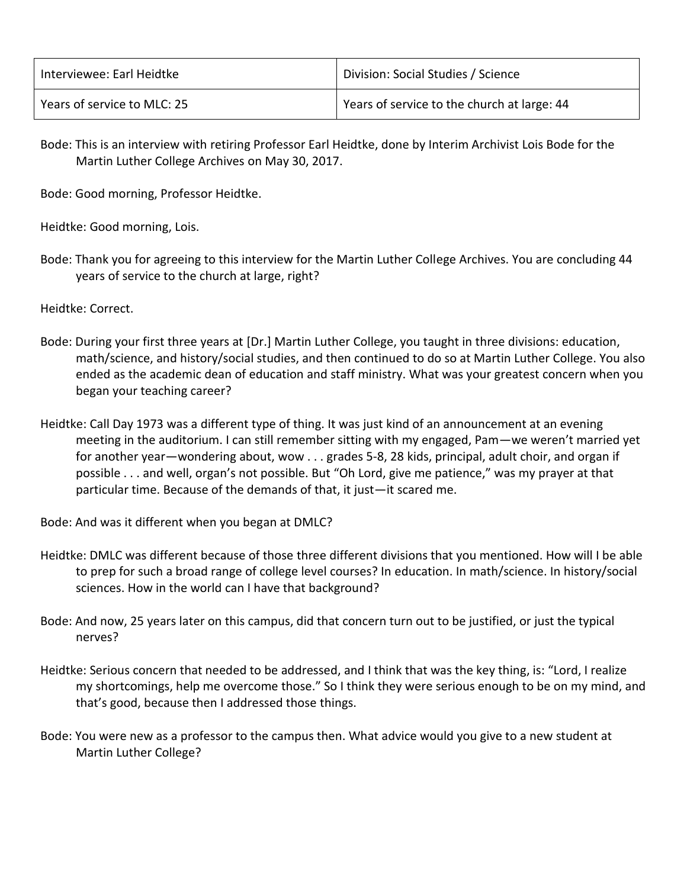| Interviewee: Earl Heidtke | Division: Social Studies / Science |
| --- | --- |
| Years of service to MLC: 25 | Years of service to the church at large: 44 |

Bode: This is an interview with retiring Professor Earl Heidtke, done by Interim Archivist Lois Bode for the Martin Luther College Archives on May 30, 2017.

Bode: Good morning, Professor Heidtke.

Heidtke: Good morning, Lois.

Bode: Thank you for agreeing to this interview for the Martin Luther College Archives. You are concluding 44 years of service to the church at large, right?

Heidtke: Correct.

Bode: During your first three years at [Dr.] Martin Luther College, you taught in three divisions: education, math/science, and history/social studies, and then continued to do so at Martin Luther College. You also ended as the academic dean of education and staff ministry. What was your greatest concern when you began your teaching career?

Heidtke: Call Day 1973 was a different type of thing. It was just kind of an announcement at an evening meeting in the auditorium. I can still remember sitting with my engaged, Pam—we weren't married yet for another year—wondering about, wow . . . grades 5-8, 28 kids, principal, adult choir, and organ if possible . . . and well, organ's not possible. But "Oh Lord, give me patience," was my prayer at that particular time. Because of the demands of that, it just—it scared me.

Bode: And was it different when you began at DMLC?

Heidtke: DMLC was different because of those three different divisions that you mentioned. How will I be able to prep for such a broad range of college level courses? In education. In math/science. In history/social sciences. How in the world can I have that background?

Bode: And now, 25 years later on this campus, did that concern turn out to be justified, or just the typical nerves?

Heidtke: Serious concern that needed to be addressed, and I think that was the key thing, is: "Lord, I realize my shortcomings, help me overcome those." So I think they were serious enough to be on my mind, and that's good, because then I addressed those things.

Bode: You were new as a professor to the campus then. What advice would you give to a new student at Martin Luther College?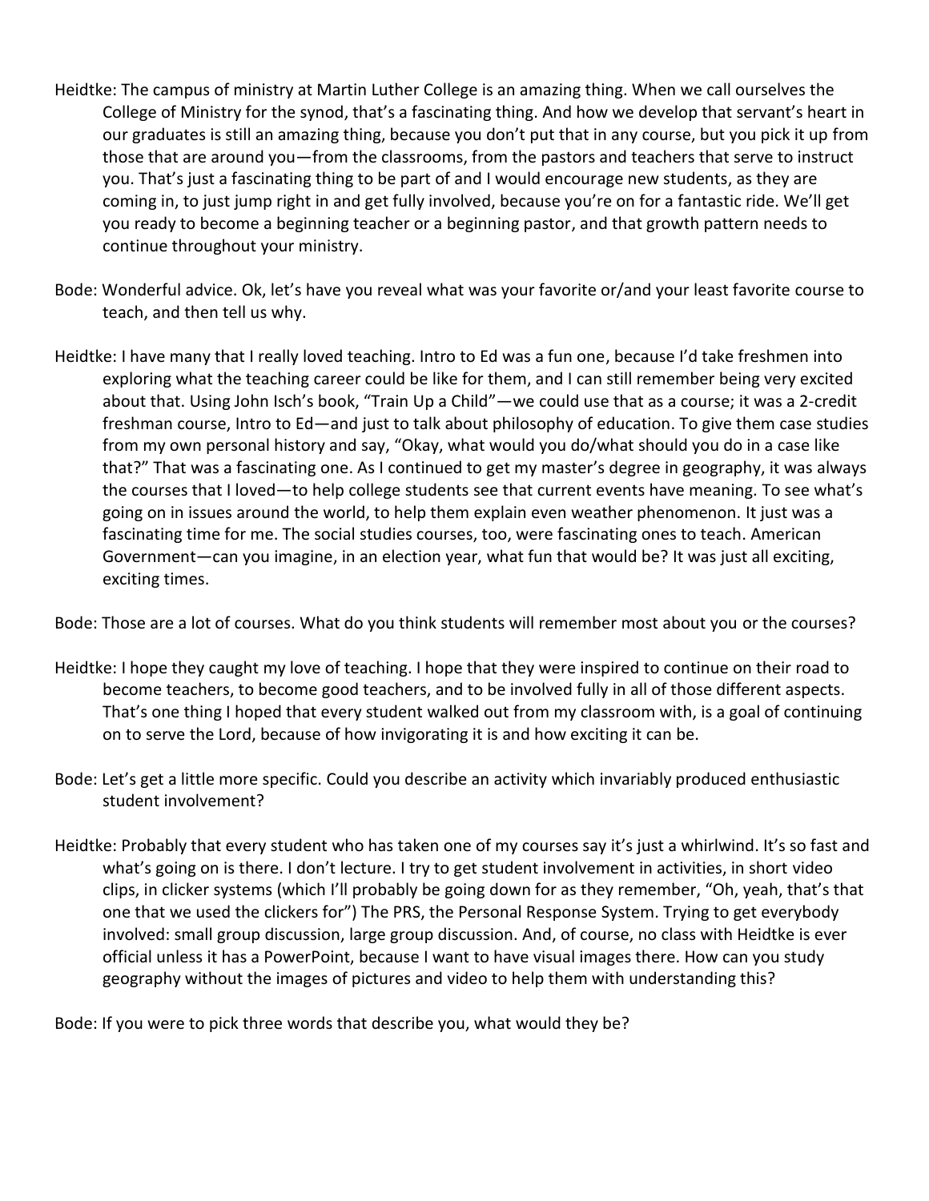Heidtke: The campus of ministry at Martin Luther College is an amazing thing. When we call ourselves the College of Ministry for the synod, that's a fascinating thing. And how we develop that servant's heart in our graduates is still an amazing thing, because you don't put that in any course, but you pick it up from those that are around you—from the classrooms, from the pastors and teachers that serve to instruct you. That's just a fascinating thing to be part of and I would encourage new students, as they are coming in, to just jump right in and get fully involved, because you're on for a fantastic ride. We'll get you ready to become a beginning teacher or a beginning pastor, and that growth pattern needs to continue throughout your ministry.

Bode: Wonderful advice. Ok, let's have you reveal what was your favorite or/and your least favorite course to teach, and then tell us why.

Heidtke: I have many that I really loved teaching. Intro to Ed was a fun one, because I'd take freshmen into exploring what the teaching career could be like for them, and I can still remember being very excited about that. Using John Isch's book, "Train Up a Child"—we could use that as a course; it was a 2-credit freshman course, Intro to Ed—and just to talk about philosophy of education. To give them case studies from my own personal history and say, "Okay, what would you do/what should you do in a case like that?" That was a fascinating one. As I continued to get my master's degree in geography, it was always the courses that I loved—to help college students see that current events have meaning. To see what's going on in issues around the world, to help them explain even weather phenomenon. It just was a fascinating time for me. The social studies courses, too, were fascinating ones to teach. American Government—can you imagine, in an election year, what fun that would be? It was just all exciting, exciting times.

Bode: Those are a lot of courses. What do you think students will remember most about you or the courses?

Heidtke: I hope they caught my love of teaching. I hope that they were inspired to continue on their road to become teachers, to become good teachers, and to be involved fully in all of those different aspects. That's one thing I hoped that every student walked out from my classroom with, is a goal of continuing on to serve the Lord, because of how invigorating it is and how exciting it can be.

Bode: Let's get a little more specific. Could you describe an activity which invariably produced enthusiastic student involvement?

Heidtke: Probably that every student who has taken one of my courses say it's just a whirlwind. It's so fast and what's going on is there. I don't lecture. I try to get student involvement in activities, in short video clips, in clicker systems (which I'll probably be going down for as they remember, "Oh, yeah, that's that one that we used the clickers for") The PRS, the Personal Response System. Trying to get everybody involved: small group discussion, large group discussion. And, of course, no class with Heidtke is ever official unless it has a PowerPoint, because I want to have visual images there. How can you study geography without the images of pictures and video to help them with understanding this?

Bode: If you were to pick three words that describe you, what would they be?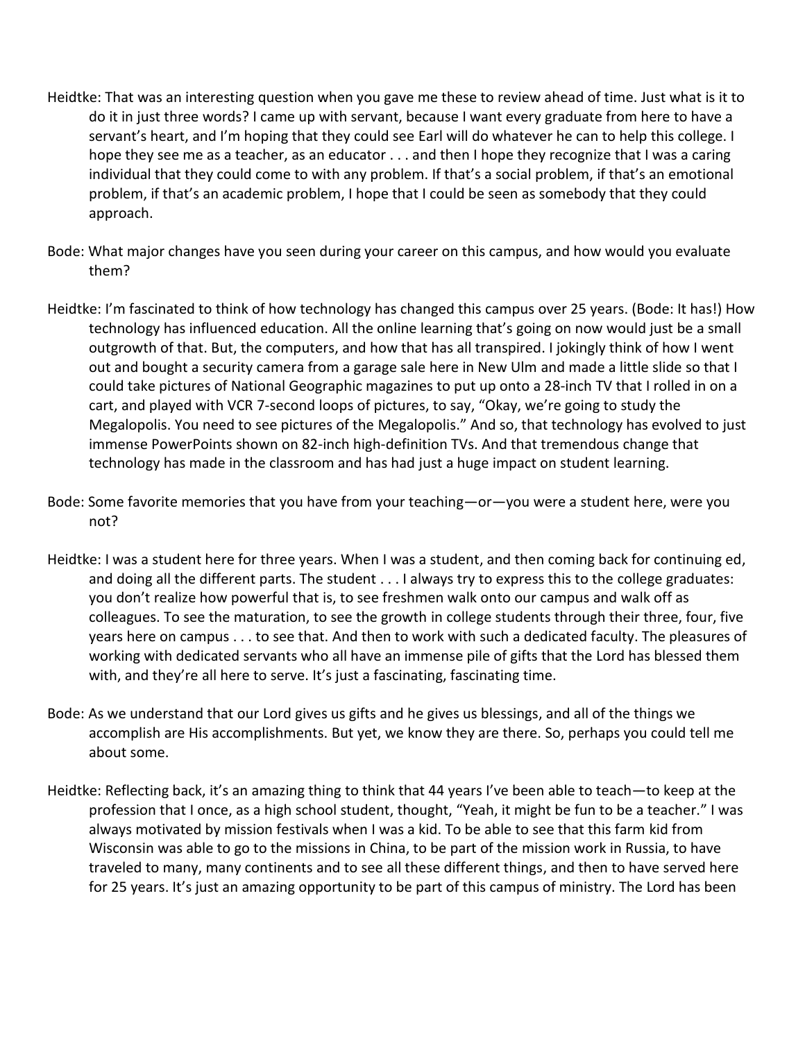Heidtke: That was an interesting question when you gave me these to review ahead of time. Just what is it to do it in just three words? I came up with servant, because I want every graduate from here to have a servant's heart, and I'm hoping that they could see Earl will do whatever he can to help this college. I hope they see me as a teacher, as an educator . . . and then I hope they recognize that I was a caring individual that they could come to with any problem. If that's a social problem, if that's an emotional problem, if that's an academic problem, I hope that I could be seen as somebody that they could approach.

Bode: What major changes have you seen during your career on this campus, and how would you evaluate them?

Heidtke: I'm fascinated to think of how technology has changed this campus over 25 years. (Bode: It has!) How technology has influenced education. All the online learning that's going on now would just be a small outgrowth of that. But, the computers, and how that has all transpired. I jokingly think of how I went out and bought a security camera from a garage sale here in New Ulm and made a little slide so that I could take pictures of National Geographic magazines to put up onto a 28-inch TV that I rolled in on a cart, and played with VCR 7-second loops of pictures, to say, "Okay, we're going to study the Megalopolis. You need to see pictures of the Megalopolis." And so, that technology has evolved to just immense PowerPoints shown on 82-inch high-definition TVs. And that tremendous change that technology has made in the classroom and has had just a huge impact on student learning.

Bode: Some favorite memories that you have from your teaching—or—you were a student here, were you not?

Heidtke: I was a student here for three years. When I was a student, and then coming back for continuing ed, and doing all the different parts. The student . . . I always try to express this to the college graduates: you don't realize how powerful that is, to see freshmen walk onto our campus and walk off as colleagues. To see the maturation, to see the growth in college students through their three, four, five years here on campus . . . to see that. And then to work with such a dedicated faculty. The pleasures of working with dedicated servants who all have an immense pile of gifts that the Lord has blessed them with, and they're all here to serve. It's just a fascinating, fascinating time.

Bode: As we understand that our Lord gives us gifts and he gives us blessings, and all of the things we accomplish are His accomplishments. But yet, we know they are there. So, perhaps you could tell me about some.

Heidtke: Reflecting back, it's an amazing thing to think that 44 years I've been able to teach—to keep at the profession that I once, as a high school student, thought, "Yeah, it might be fun to be a teacher." I was always motivated by mission festivals when I was a kid. To be able to see that this farm kid from Wisconsin was able to go to the missions in China, to be part of the mission work in Russia, to have traveled to many, many continents and to see all these different things, and then to have served here for 25 years. It's just an amazing opportunity to be part of this campus of ministry. The Lord has been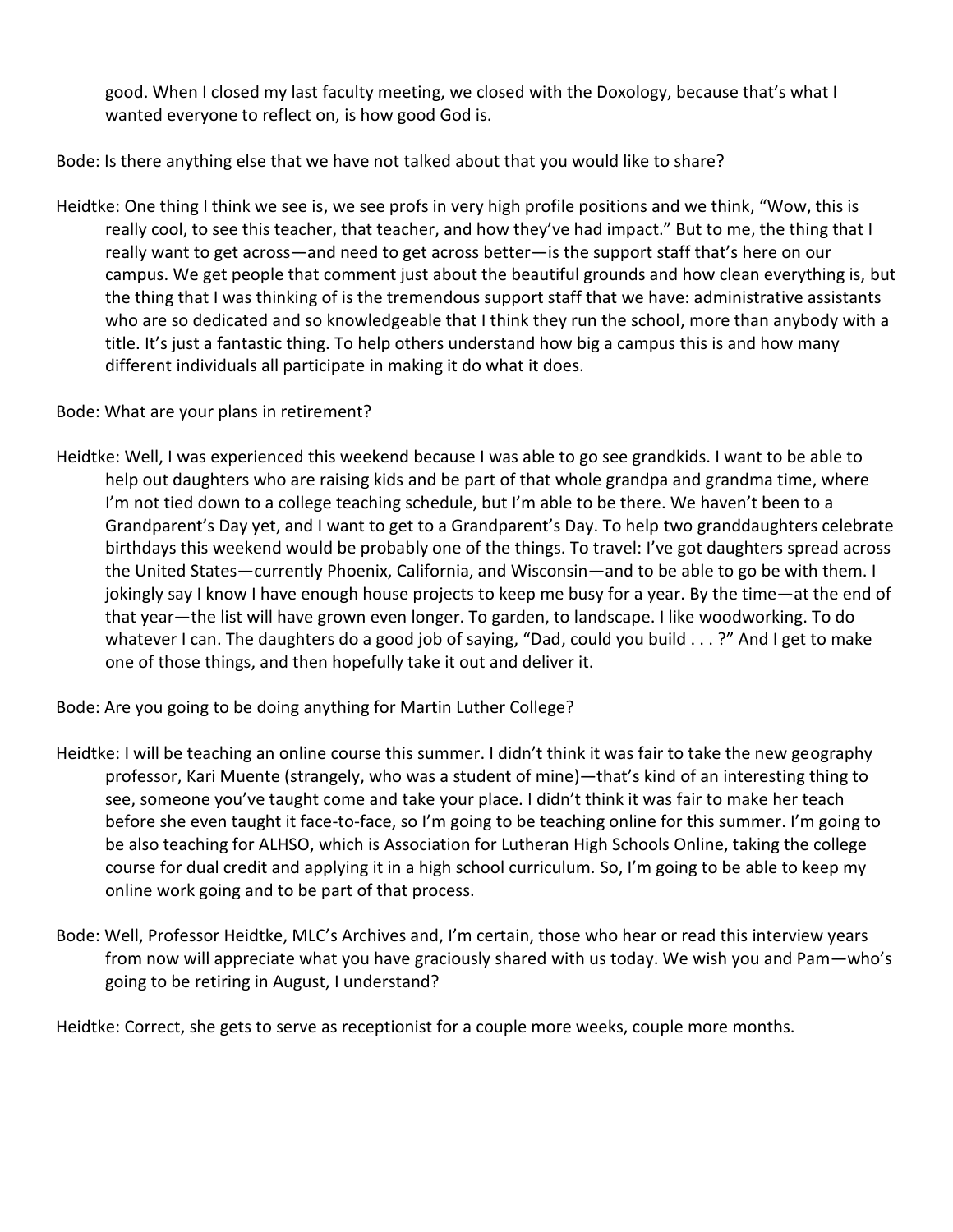good. When I closed my last faculty meeting, we closed with the Doxology, because that's what I wanted everyone to reflect on, is how good God is.

Bode: Is there anything else that we have not talked about that you would like to share?

Heidtke: One thing I think we see is, we see profs in very high profile positions and we think, "Wow, this is really cool, to see this teacher, that teacher, and how they've had impact." But to me, the thing that I really want to get across—and need to get across better—is the support staff that's here on our campus. We get people that comment just about the beautiful grounds and how clean everything is, but the thing that I was thinking of is the tremendous support staff that we have: administrative assistants who are so dedicated and so knowledgeable that I think they run the school, more than anybody with a title. It's just a fantastic thing. To help others understand how big a campus this is and how many different individuals all participate in making it do what it does.

Bode: What are your plans in retirement?

Heidtke: Well, I was experienced this weekend because I was able to go see grandkids. I want to be able to help out daughters who are raising kids and be part of that whole grandpa and grandma time, where I'm not tied down to a college teaching schedule, but I'm able to be there. We haven't been to a Grandparent's Day yet, and I want to get to a Grandparent's Day. To help two granddaughters celebrate birthdays this weekend would be probably one of the things. To travel: I've got daughters spread across the United States—currently Phoenix, California, and Wisconsin—and to be able to go be with them. I jokingly say I know I have enough house projects to keep me busy for a year. By the time—at the end of that year—the list will have grown even longer. To garden, to landscape. I like woodworking. To do whatever I can. The daughters do a good job of saying, "Dad, could you build . . . ?" And I get to make one of those things, and then hopefully take it out and deliver it.

Bode: Are you going to be doing anything for Martin Luther College?

Heidtke: I will be teaching an online course this summer. I didn't think it was fair to take the new geography professor, Kari Muente (strangely, who was a student of mine)—that's kind of an interesting thing to see, someone you've taught come and take your place. I didn't think it was fair to make her teach before she even taught it face-to-face, so I'm going to be teaching online for this summer. I'm going to be also teaching for ALHSO, which is Association for Lutheran High Schools Online, taking the college course for dual credit and applying it in a high school curriculum. So, I'm going to be able to keep my online work going and to be part of that process.

Bode: Well, Professor Heidtke, MLC's Archives and, I'm certain, those who hear or read this interview years from now will appreciate what you have graciously shared with us today. We wish you and Pam—who's going to be retiring in August, I understand?

Heidtke: Correct, she gets to serve as receptionist for a couple more weeks, couple more months.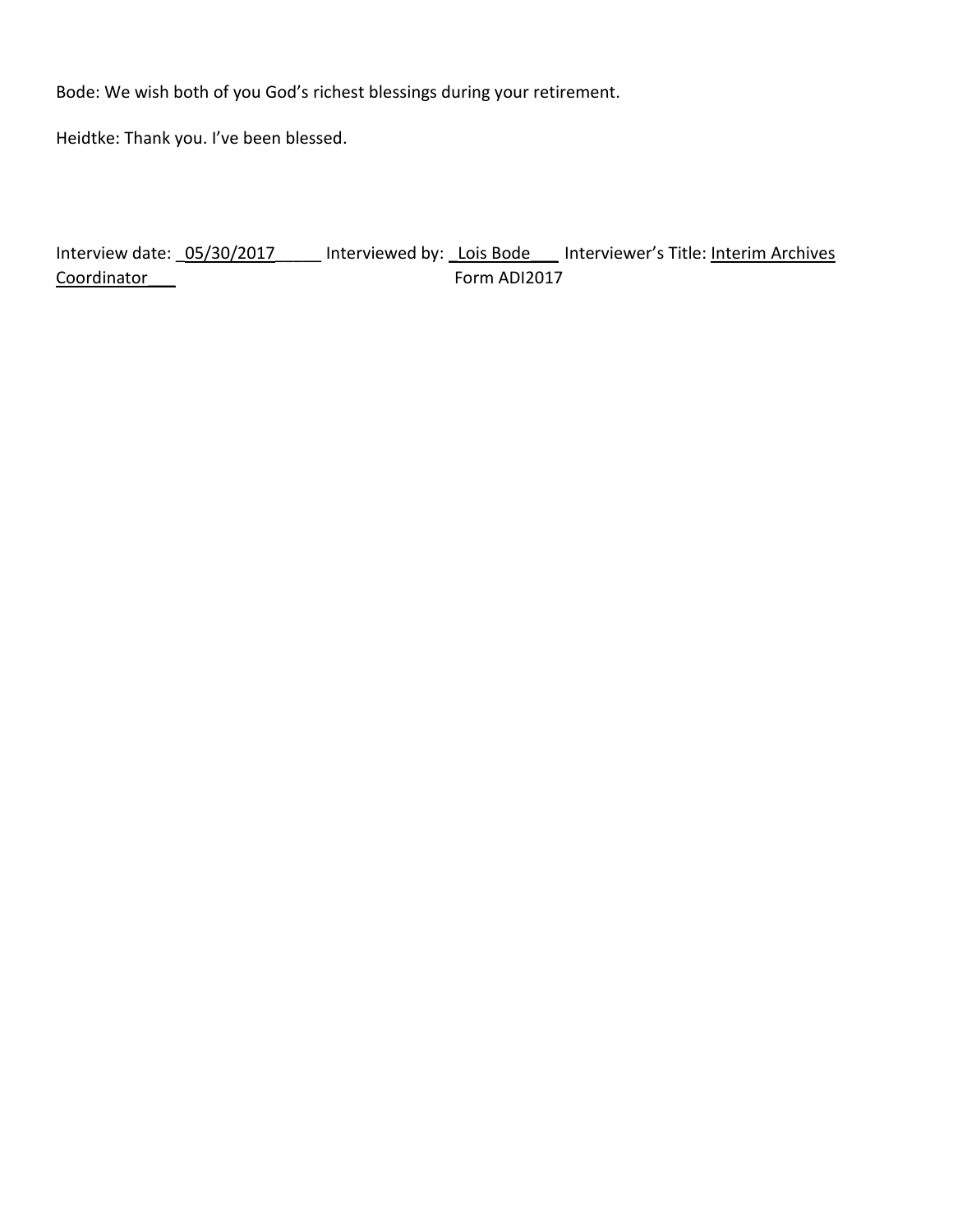Bode: We wish both of you God's richest blessings during your retirement.

Heidtke: Thank you. I've been blessed.

Interview date: _05/30/2017_____ Interviewed by: _Lois Bode___ Interviewer's Title: Interim Archives Coordinator___

Form ADI2017